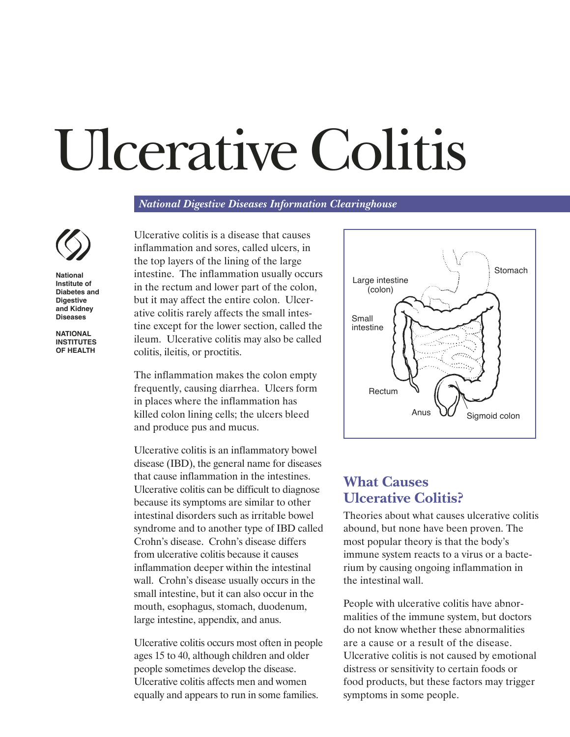# Ulcerative Colitis

*National Digestive Diseases Information Clearinghouse*

**National Institute of Diabetes and Digestive and Kidney Diseases**

**NATIONAL INSTITUTES OF HEALTH**

Ulcerative colitis is a disease that causes inflammation and sores, called ulcers, in the top layers of the lining of the large intestine. The inflammation usually occurs in the rectum and lower part of the colon, but it may affect the entire colon. Ulcerative colitis rarely affects the small intestine except for the lower section, called the ileum. Ulcerative colitis may also be called colitis, ileitis, or proctitis.

The inflammation makes the colon empty frequently, causing diarrhea. Ulcers form in places where the inflammation has killed colon lining cells; the ulcers bleed and produce pus and mucus.

Ulcerative colitis is an inflammatory bowel disease (IBD), the general name for diseases that cause inflammation in the intestines. Ulcerative colitis can be difficult to diagnose because its symptoms are similar to other intestinal disorders such as irritable bowel syndrome and to another type of IBD called Crohn's disease. Crohn's disease differs from ulcerative colitis because it causes inflammation deeper within the intestinal wall. Crohn's disease usually occurs in the small intestine, but it can also occur in the mouth, esophagus, stomach, duodenum, large intestine, appendix, and anus.

Ulcerative colitis occurs most often in people ages 15 to 40, although children and older people sometimes develop the disease. Ulcerative colitis affects men and women equally and appears to run in some families.

Stomach

Large intestine (colon)

Small intestine

Rectum

Anus

Sigmoid colon

## What Causes Ulcerative Colitis?

Theories about what causes ulcerative colitis abound, but none have been proven. The most popular theory is that the body's immune system reacts to a virus or a bacterium by causing ongoing inflammation in the intestinal wall.

People with ulcerative colitis have abnormalities of the immune system, but doctors do not know whether these abnormalities are a cause or a result of the disease. Ulcerative colitis is not caused by emotional distress or sensitivity to certain foods or food products, but these factors may trigger symptoms in some people.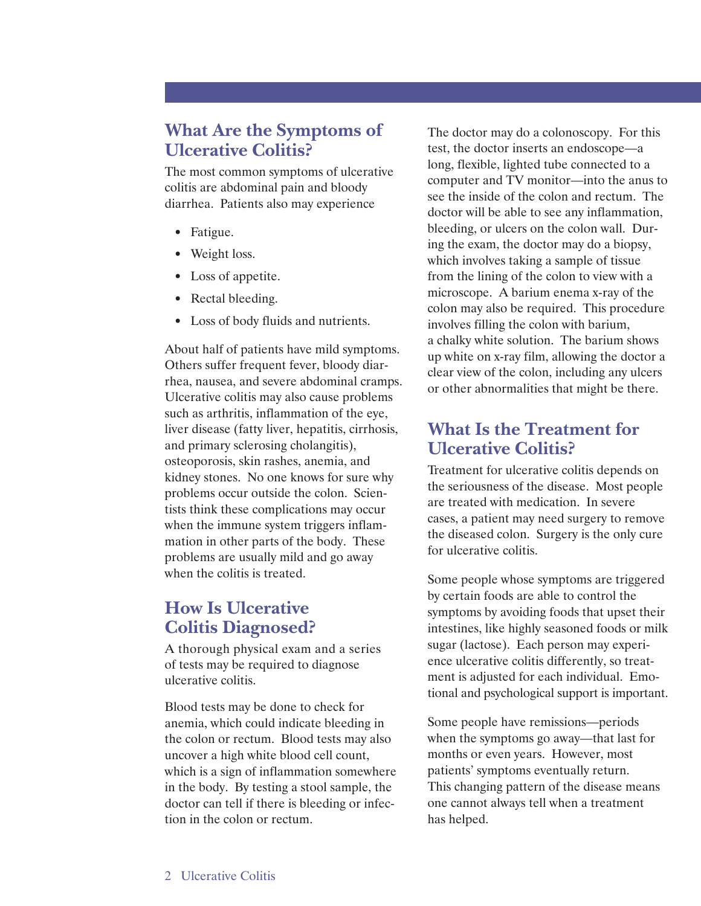## What Are the Symptoms of Ulcerative Colitis?

The most common symptoms of ulcerative colitis are abdominal pain and bloody diarrhea. Patients also may experience

- Fatigue.
- Weight loss.
- Loss of appetite.
- Rectal bleeding.
- Loss of body fluids and nutrients.

About half of patients have mild symptoms. Others suffer frequent fever, bloody diarrhea, nausea, and severe abdominal cramps. Ulcerative colitis may also cause problems such as arthritis, inflammation of the eye, liver disease (fatty liver, hepatitis, cirrhosis, and primary sclerosing cholangitis), osteoporosis, skin rashes, anemia, and kidney stones. No one knows for sure why problems occur outside the colon. Scientists think these complications may occur when the immune system triggers inflammation in other parts of the body. These problems are usually mild and go away when the colitis is treated.

## How Is Ulcerative Colitis Diagnosed?

A thorough physical exam and a series of tests may be required to diagnose ulcerative colitis.

Blood tests may be done to check for anemia, which could indicate bleeding in the colon or rectum. Blood tests may also uncover a high white blood cell count, which is a sign of inflammation somewhere in the body. By testing a stool sample, the doctor can tell if there is bleeding or infection in the colon or rectum.

The doctor may do a colonoscopy. For this test, the doctor inserts an endoscope—a long, flexible, lighted tube connected to a computer and TV monitor—into the anus to see the inside of the colon and rectum. The doctor will be able to see any inflammation, bleeding, or ulcers on the colon wall. During the exam, the doctor may do a biopsy, which involves taking a sample of tissue from the lining of the colon to view with a microscope. A barium enema x-ray of the colon may also be required. This procedure involves filling the colon with barium, a chalky white solution. The barium shows up white on x-ray film, allowing the doctor a clear view of the colon, including any ulcers or other abnormalities that might be there.

## What Is the Treatment for Ulcerative Colitis?

Treatment for ulcerative colitis depends on the seriousness of the disease. Most people are treated with medication. In severe cases, a patient may need surgery to remove the diseased colon. Surgery is the only cure for ulcerative colitis.

Some people whose symptoms are triggered by certain foods are able to control the symptoms by avoiding foods that upset their intestines, like highly seasoned foods or milk sugar (lactose). Each person may experience ulcerative colitis differently, so treatment is adjusted for each individual. Emotional and psychological support is important.

Some people have remissions—periods when the symptoms go away—that last for months or even years. However, most patients' symptoms eventually return. This changing pattern of the disease means one cannot always tell when a treatment has helped.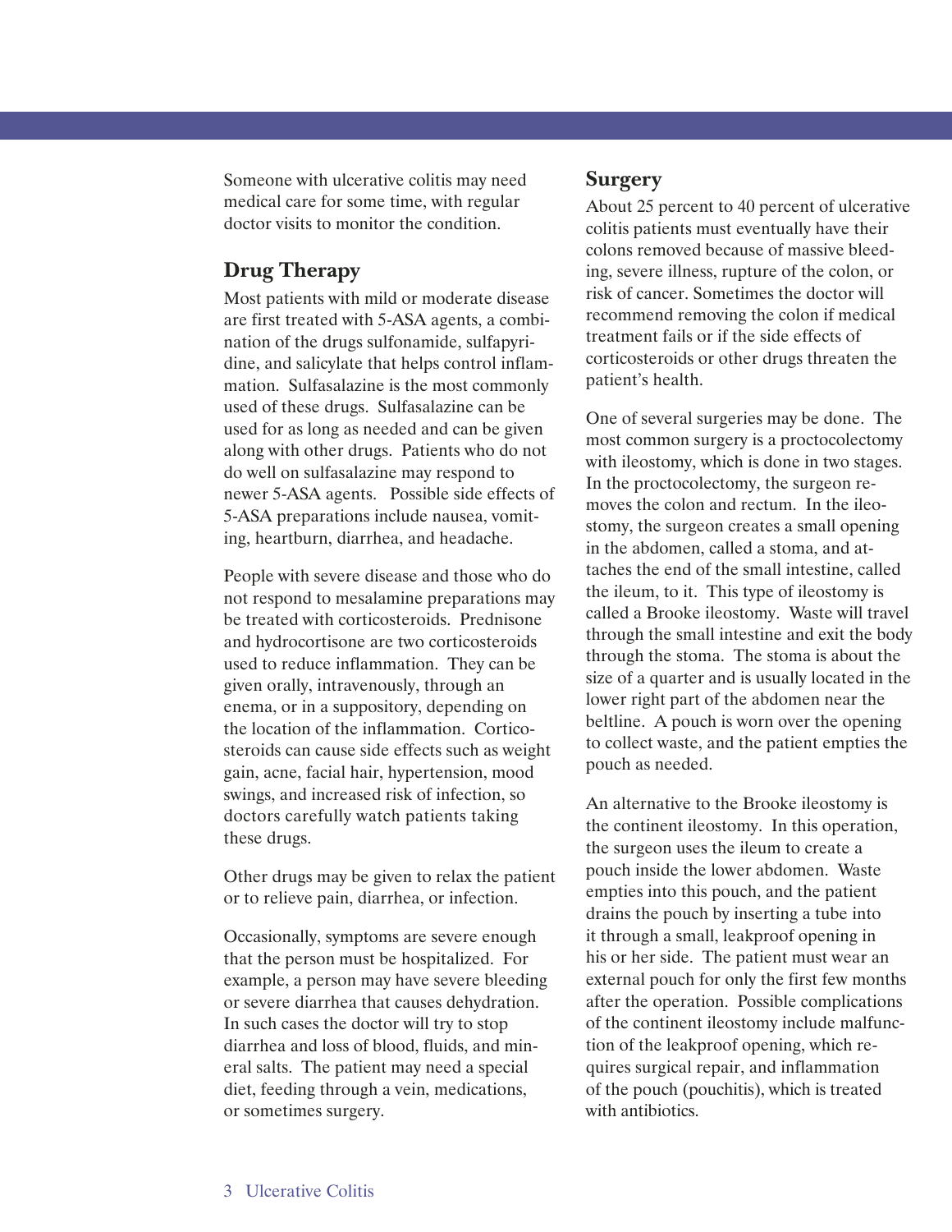Someone with ulcerative colitis may need medical care for some time, with regular doctor visits to monitor the condition.

## Drug Therapy

Most patients with mild or moderate disease are first treated with 5-ASA agents, a combination of the drugs sulfonamide, sulfapyridine, and salicylate that helps control inflammation. Sulfasalazine is the most commonly used of these drugs. Sulfasalazine can be used for as long as needed and can be given along with other drugs. Patients who do not do well on sulfasalazine may respond to newer 5-ASA agents. Possible side effects of 5-ASA preparations include nausea, vomiting, heartburn, diarrhea, and headache.

People with severe disease and those who do not respond to mesalamine preparations may be treated with corticosteroids. Prednisone and hydrocortisone are two corticosteroids used to reduce inflammation. They can be given orally, intravenously, through an enema, or in a suppository, depending on the location of the inflammation. Corticosteroids can cause side effects such as weight gain, acne, facial hair, hypertension, mood swings, and increased risk of infection, so doctors carefully watch patients taking these drugs.

Other drugs may be given to relax the patient or to relieve pain, diarrhea, or infection.

Occasionally, symptoms are severe enough that the person must be hospitalized. For example, a person may have severe bleeding or severe diarrhea that causes dehydration. In such cases the doctor will try to stop diarrhea and loss of blood, fluids, and mineral salts. The patient may need a special diet, feeding through a vein, medications, or sometimes surgery.

## Surgery

About 25 percent to 40 percent of ulcerative colitis patients must eventually have their colons removed because of massive bleeding, severe illness, rupture of the colon, or risk of cancer. Sometimes the doctor will recommend removing the colon if medical treatment fails or if the side effects of corticosteroids or other drugs threaten the patient's health.

One of several surgeries may be done. The most common surgery is a proctocolectomy with ileostomy, which is done in two stages. In the proctocolectomy, the surgeon removes the colon and rectum. In the ileostomy, the surgeon creates a small opening in the abdomen, called a stoma, and attaches the end of the small intestine, called the ileum, to it. This type of ileostomy is called a Brooke ileostomy. Waste will travel through the small intestine and exit the body through the stoma. The stoma is about the size of a quarter and is usually located in the lower right part of the abdomen near the beltline. A pouch is worn over the opening to collect waste, and the patient empties the pouch as needed.

An alternative to the Brooke ileostomy is the continent ileostomy. In this operation, the surgeon uses the ileum to create a pouch inside the lower abdomen. Waste empties into this pouch, and the patient drains the pouch by inserting a tube into it through a small, leakproof opening in his or her side. The patient must wear an external pouch for only the first few months after the operation. Possible complications of the continent ileostomy include malfunction of the leakproof opening, which requires surgical repair, and inflammation of the pouch (pouchitis), which is treated with antibiotics.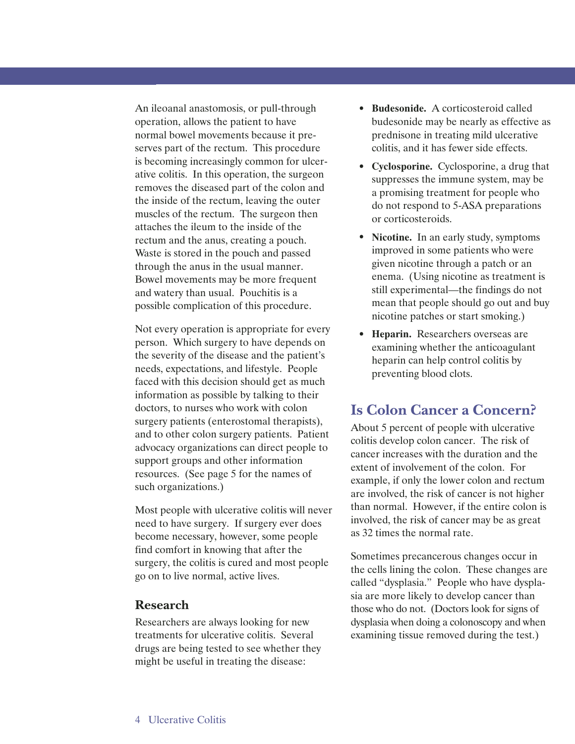An ileoanal anastomosis, or pull-through operation, allows the patient to have normal bowel movements because it preserves part of the rectum. This procedure is becoming increasingly common for ulcerative colitis. In this operation, the surgeon removes the diseased part of the colon and the inside of the rectum, leaving the outer muscles of the rectum. The surgeon then attaches the ileum to the inside of the rectum and the anus, creating a pouch. Waste is stored in the pouch and passed through the anus in the usual manner. Bowel movements may be more frequent and watery than usual. Pouchitis is a possible complication of this procedure.

Not every operation is appropriate for every person. Which surgery to have depends on the severity of the disease and the patient's needs, expectations, and lifestyle. People faced with this decision should get as much information as possible by talking to their doctors, to nurses who work with colon surgery patients (enterostomal therapists), and to other colon surgery patients. Patient advocacy organizations can direct people to support groups and other information resources. (See page 5 for the names of such organizations.)

Most people with ulcerative colitis will never need to have surgery. If surgery ever does become necessary, however, some people find comfort in knowing that after the surgery, the colitis is cured and most people go on to live normal, active lives.

## Research

Researchers are always looking for new treatments for ulcerative colitis. Several drugs are being tested to see whether they might be useful in treating the disease:

- **Budesonide.** A corticosteroid called budesonide may be nearly as effective as prednisone in treating mild ulcerative colitis, and it has fewer side effects.
- **Cyclosporine.** Cyclosporine, a drug that suppresses the immune system, may be a promising treatment for people who do not respond to 5-ASA preparations or corticosteroids.
- **Nicotine.** In an early study, symptoms improved in some patients who were given nicotine through a patch or an enema. (Using nicotine as treatment is still experimental—the findings do not mean that people should go out and buy nicotine patches or start smoking.)
- **Heparin.** Researchers overseas are examining whether the anticoagulant heparin can help control colitis by preventing blood clots.

## Is Colon Cancer a Concern?

About 5 percent of people with ulcerative colitis develop colon cancer. The risk of cancer increases with the duration and the extent of involvement of the colon. For example, if only the lower colon and rectum are involved, the risk of cancer is not higher than normal. However, if the entire colon is involved, the risk of cancer may be as great as 32 times the normal rate.

Sometimes precancerous changes occur in the cells lining the colon. These changes are called "dysplasia." People who have dysplasia are more likely to develop cancer than those who do not. (Doctors look for signs of dysplasia when doing a colonoscopy and when examining tissue removed during the test.)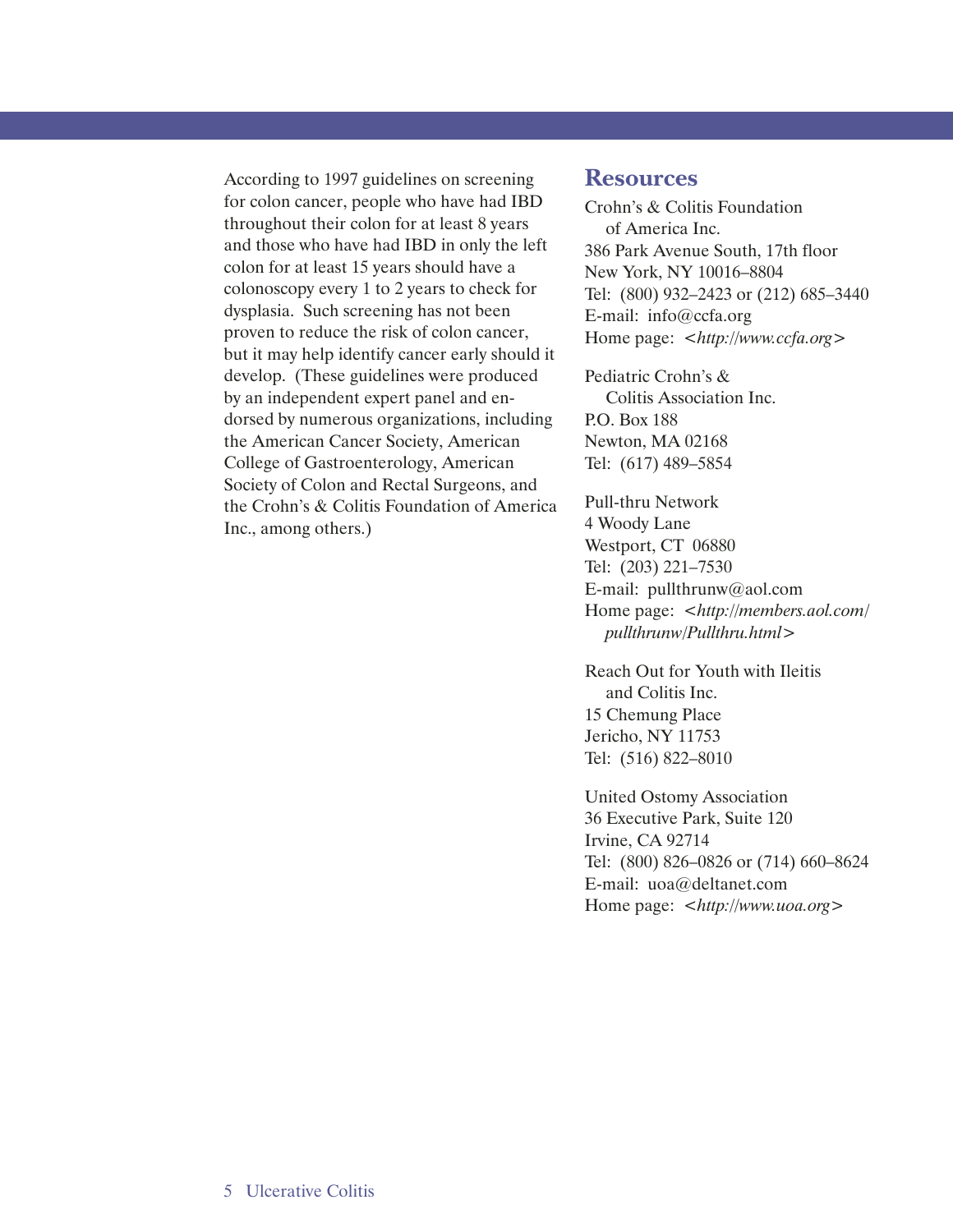According to 1997 guidelines on screening for colon cancer, people who have had IBD throughout their colon for at least 8 years and those who have had IBD in only the left colon for at least 15 years should have a colonoscopy every 1 to 2 years to check for dysplasia. Such screening has not been proven to reduce the risk of colon cancer, but it may help identify cancer early should it develop. (These guidelines were produced by an independent expert panel and endorsed by numerous organizations, including the American Cancer Society, American College of Gastroenterology, American Society of Colon and Rectal Surgeons, and the Crohn's & Colitis Foundation of America Inc., among others.)

## Resources

Crohn's & Colitis Foundation of America Inc.
386 Park Avenue South, 17th floor
New York, NY 10016–8804
Tel: (800) 932–2423 or (212) 685–3440
E-mail: info@ccfa.org
Home page: <*http://www.ccfa.org*>

Pediatric Crohn's & Colitis Association Inc.
P.O. Box 188
Newton, MA 02168
Tel: (617) 489–5854

Pull-thru Network
4 Woody Lane
Westport, CT 06880
Tel: (203) 221–7530
E-mail: pullthrunw@aol.com
Home page: <*http://members.aol.com/pullthrunw/Pullthru.html*>

Reach Out for Youth with Ileitis and Colitis Inc.
15 Chemung Place
Jericho, NY 11753
Tel: (516) 822–8010

United Ostomy Association
36 Executive Park, Suite 120
Irvine, CA 92714
Tel: (800) 826–0826 or (714) 660–8624
E-mail: uoa@deltanet.com
Home page: <*http://www.uoa.org*>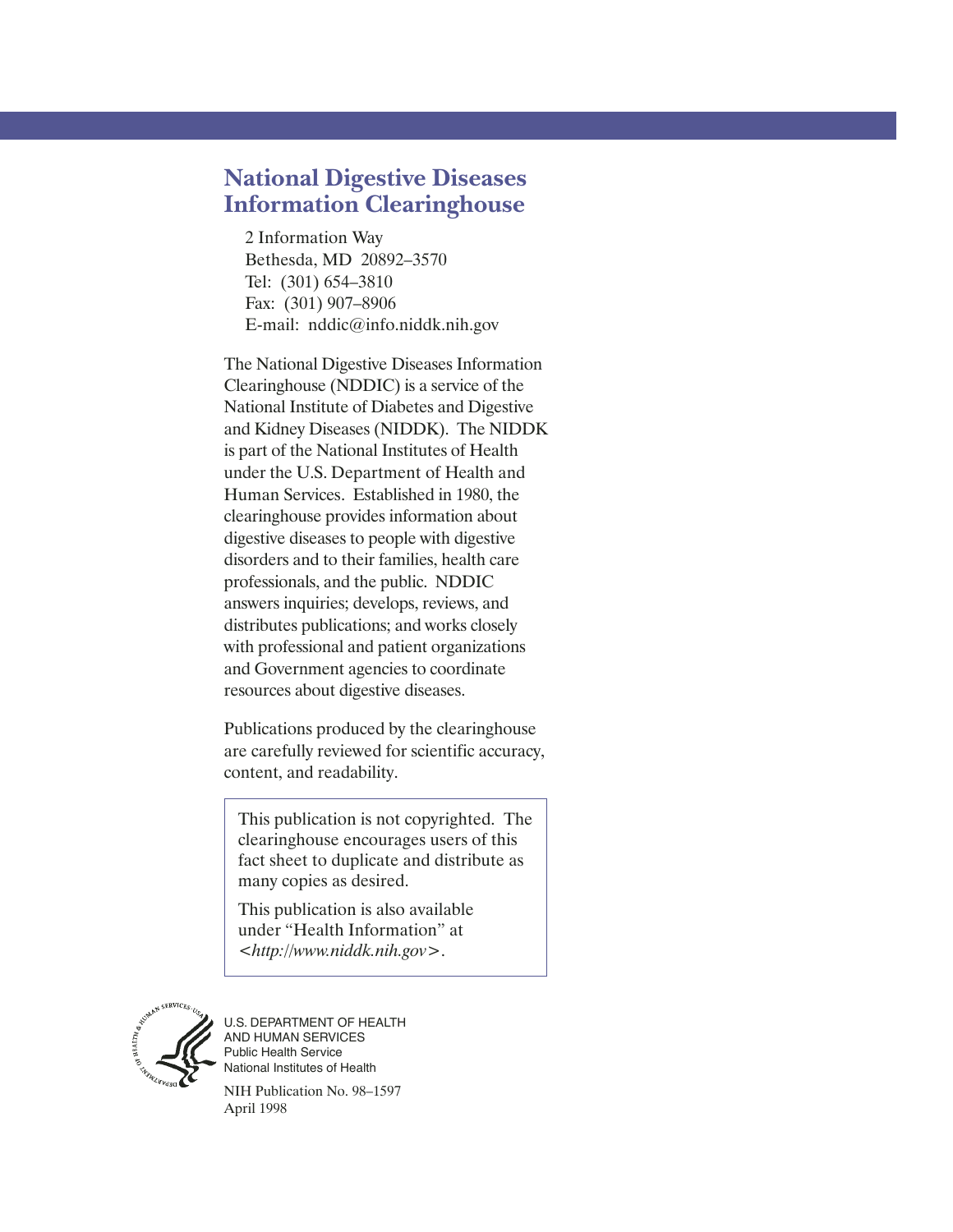## National Digestive Diseases Information Clearinghouse

2 Information Way
Bethesda, MD 20892–3570
Tel: (301) 654–3810
Fax: (301) 907–8906
E-mail: nddic@info.niddk.nih.gov

The National Digestive Diseases Information Clearinghouse (NDDIC) is a service of the National Institute of Diabetes and Digestive and Kidney Diseases (NIDDK). The NIDDK is part of the National Institutes of Health under the U.S. Department of Health and Human Services. Established in 1980, the clearinghouse provides information about digestive diseases to people with digestive disorders and to their families, health care professionals, and the public. NDDIC answers inquiries; develops, reviews, and distributes publications; and works closely with professional and patient organizations and Government agencies to coordinate resources about digestive diseases.

Publications produced by the clearinghouse are carefully reviewed for scientific accuracy, content, and readability.

> This publication is not copyrighted. The clearinghouse encourages users of this fact sheet to duplicate and distribute as many copies as desired.
>
> This publication is also available under "Health Information" at *<http://www.niddk.nih.gov>*.

U.S. DEPARTMENT OF HEALTH AND HUMAN SERVICES
Public Health Service
National Institutes of Health

NIH Publication No. 98–1597
April 1998